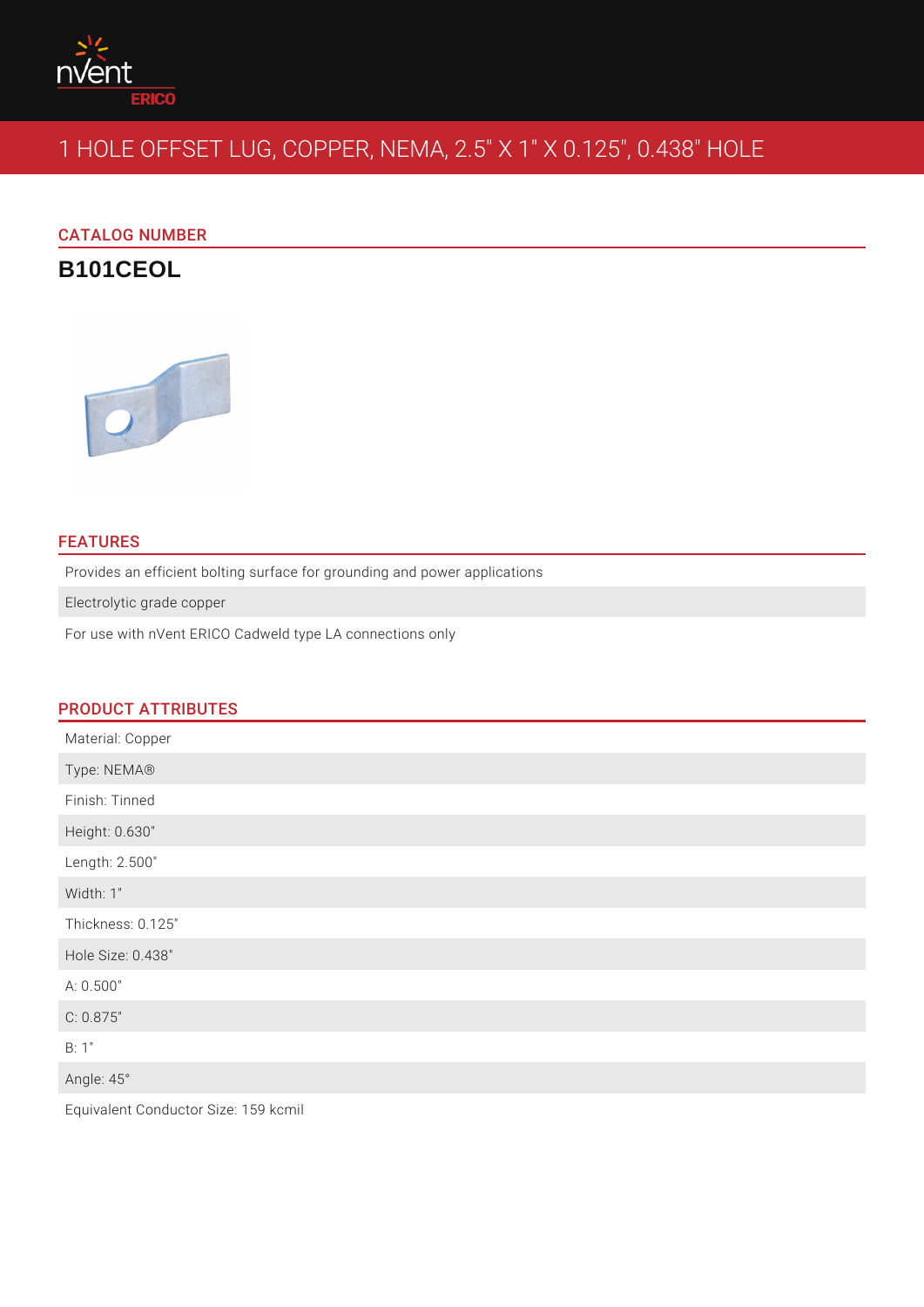# 1 HOLE OFFSET LUG, COPPER, NEMA, 2.5" X 1" X 0.125", 0.438" HOLE

## CATALOG NUMBER

**B101CEOL**

## FEATURES

- Provides an efficient bolting surface for grounding and power applications
- Electrolytic grade copper
- For use with nVent ERICO Cadweld type LA connections only

## PRODUCT ATTRIBUTES

- Material: Copper
- Type: NEMA®
- Finish: Tinned
- Height: 0.630"
- Length: 2.500"
- Width: 1"
- Thickness: 0.125"
- Hole Size: 0.438"
- A: 0.500"
- C: 0.875"
- B: 1"
- Angle: 45°
- Equivalent Conductor Size: 159 kcmil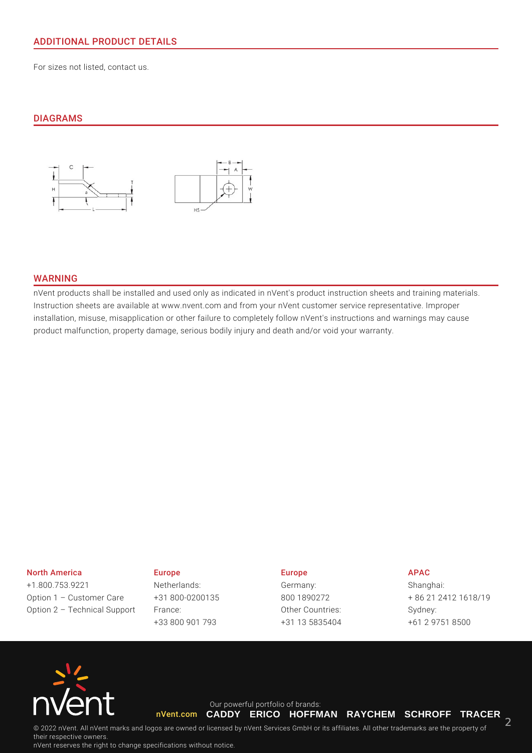## ADDITIONAL PRODUCT DETAILS

For sizes not listed, contact us.

## DIAGRAMS

C
H
T
a
L
B
A
W
HS

## WARNING

nVent products shall be installed and used only as indicated in nVent's product instruction sheets and training materials. Instruction sheets are available at www.nvent.com and from your nVent customer service representative. Improper installation, misuse, misapplication or other failure to completely follow nVent's instructions and warnings may cause product malfunction, property damage, serious bodily injury and death and/or void your warranty.

**North America**
+1.800.753.9221
Option 1 – Customer Care
Option 2 – Technical Support

**Europe**
Netherlands:
+31 800-0200135
France:
+33 800 901 793

**Europe**
Germany:
800 1890272
Other Countries:
+31 13 5835404

**APAC**
Shanghai:
+ 86 21 2412 1618/19
Sydney:
+61 2 9751 8500

nVent.com

Our powerful portfolio of brands:
CADDY ERICO HOFFMAN RAYCHEM SCHROFF TRACER

© 2022 nVent. All nVent marks and logos are owned or licensed by nVent Services GmbH or its affiliates. All other trademarks are the property of their respective owners.
nVent reserves the right to change specifications without notice.